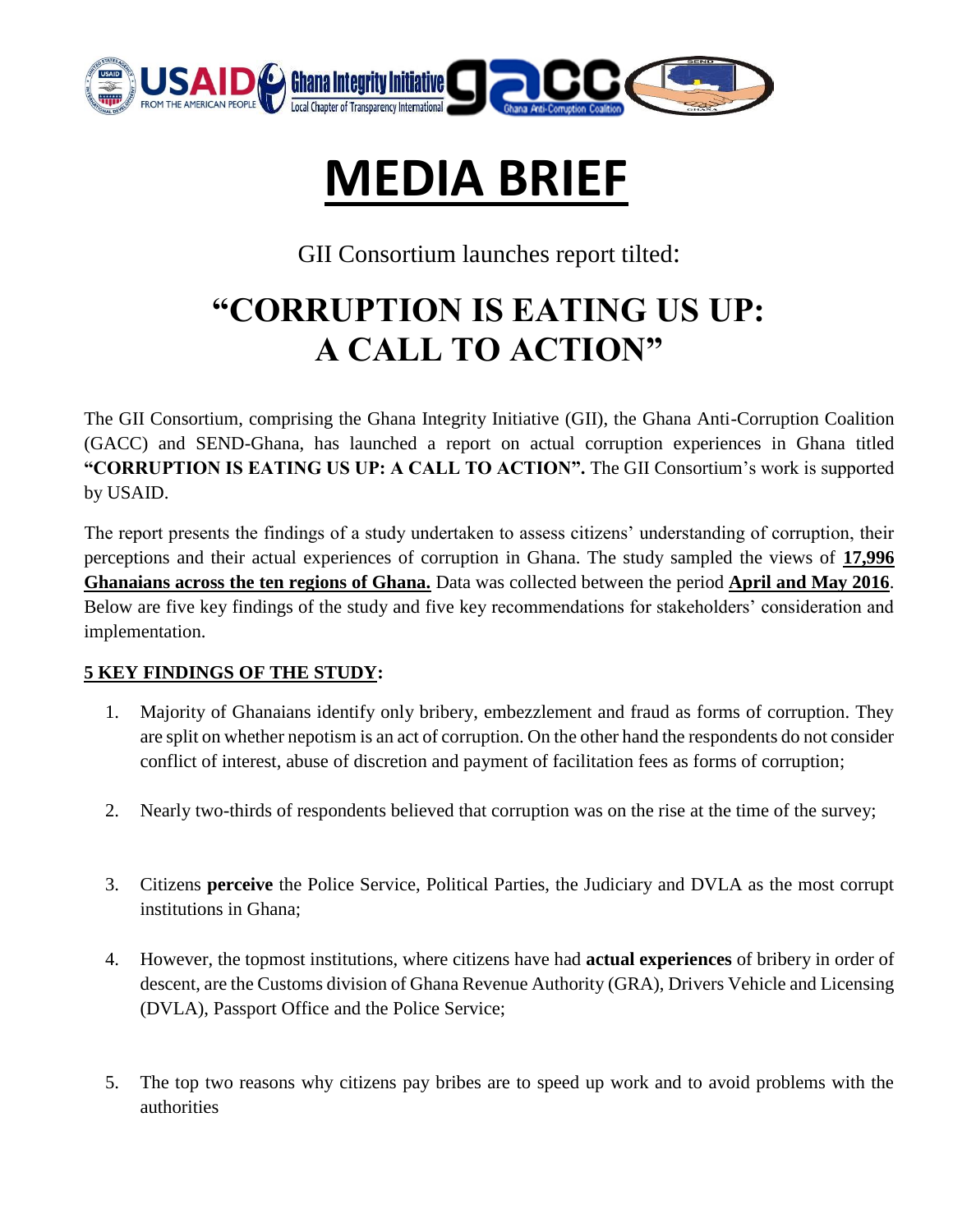# MEDIA BRIEF

GII Consortium launches report tilted:

## "CORRUPTION IS EATING US UP: A CALL TO ACTION"

The GII Consortium, comprising the Ghana Integrity Initiative (GII), the Ghana Anti-Corruption Coalition (GACC) and SEND-Ghana, has launched a report on actual corruption experiences in Ghana titled **"CORRUPTION IS EATING US UP: A CALL TO ACTION".** The GII Consortium's work is supported by USAID.

The report presents the findings of a study undertaken to assess citizens' understanding of corruption, their perceptions and their actual experiences of corruption in Ghana. The study sampled the views of **17,996 Ghanaians across the ten regions of Ghana.** Data was collected between the period **April and May 2016**. Below are five key findings of the study and five key recommendations for stakeholders' consideration and implementation.

**5 KEY FINDINGS OF THE STUDY:**

1. Majority of Ghanaians identify only bribery, embezzlement and fraud as forms of corruption. They are split on whether nepotism is an act of corruption. On the other hand the respondents do not consider conflict of interest, abuse of discretion and payment of facilitation fees as forms of corruption;
2. Nearly two-thirds of respondents believed that corruption was on the rise at the time of the survey;
3. Citizens **perceive** the Police Service, Political Parties, the Judiciary and DVLA as the most corrupt institutions in Ghana;
4. However, the topmost institutions, where citizens have had **actual experiences** of bribery in order of descent, are the Customs division of Ghana Revenue Authority (GRA), Drivers Vehicle and Licensing (DVLA), Passport Office and the Police Service;
5. The top two reasons why citizens pay bribes are to speed up work and to avoid problems with the authorities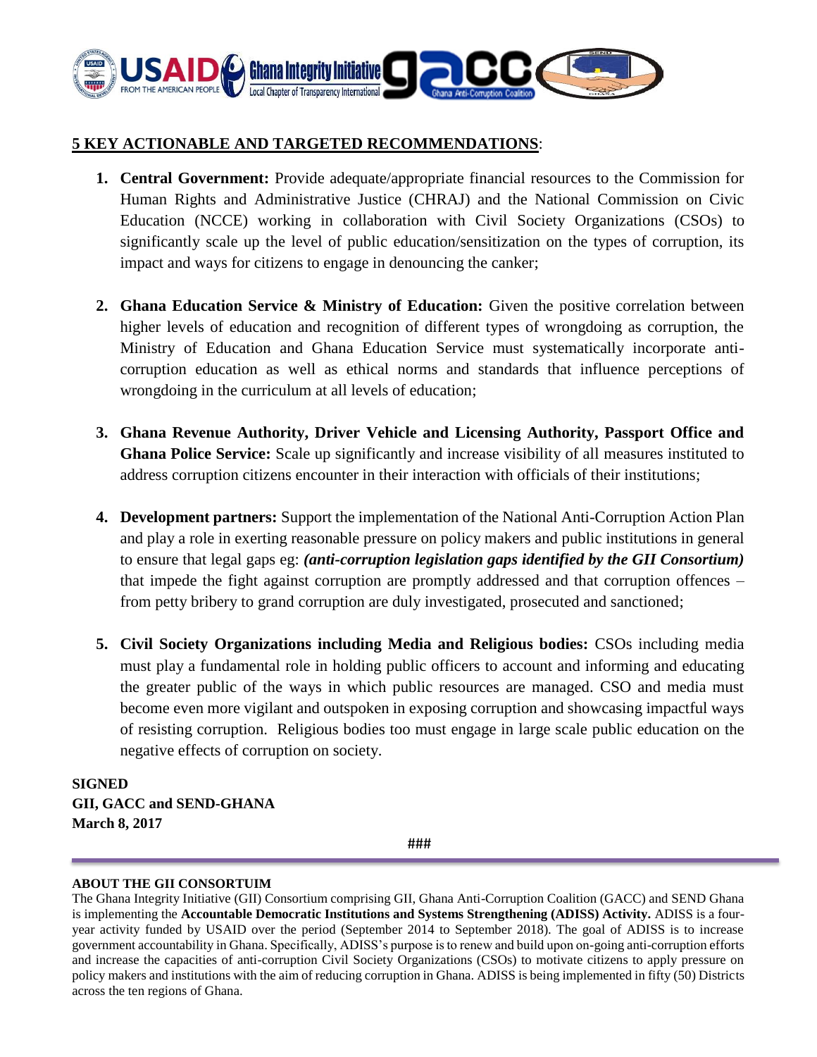**5 KEY ACTIONABLE AND TARGETED RECOMMENDATIONS**:

1. **Central Government:** Provide adequate/appropriate financial resources to the Commission for Human Rights and Administrative Justice (CHRAJ) and the National Commission on Civic Education (NCCE) working in collaboration with Civil Society Organizations (CSOs) to significantly scale up the level of public education/sensitization on the types of corruption, its impact and ways for citizens to engage in denouncing the canker;

2. **Ghana Education Service & Ministry of Education:** Given the positive correlation between higher levels of education and recognition of different types of wrongdoing as corruption, the Ministry of Education and Ghana Education Service must systematically incorporate anti-corruption education as well as ethical norms and standards that influence perceptions of wrongdoing in the curriculum at all levels of education;

3. **Ghana Revenue Authority, Driver Vehicle and Licensing Authority, Passport Office and Ghana Police Service:** Scale up significantly and increase visibility of all measures instituted to address corruption citizens encounter in their interaction with officials of their institutions;

4. **Development partners:** Support the implementation of the National Anti-Corruption Action Plan and play a role in exerting reasonable pressure on policy makers and public institutions in general to ensure that legal gaps eg: ***(anti-corruption legislation gaps identified by the GII Consortium)*** that impede the fight against corruption are promptly addressed and that corruption offences – from petty bribery to grand corruption are duly investigated, prosecuted and sanctioned;

5. **Civil Society Organizations including Media and Religious bodies:** CSOs including media must play a fundamental role in holding public officers to account and informing and educating the greater public of the ways in which public resources are managed. CSO and media must become even more vigilant and outspoken in exposing corruption and showcasing impactful ways of resisting corruption. Religious bodies too must engage in large scale public education on the negative effects of corruption on society.

**SIGNED**
**GII, GACC and SEND-GHANA**
**March 8, 2017**

###

**ABOUT THE GII CONSORTUIM**

The Ghana Integrity Initiative (GII) Consortium comprising GII, Ghana Anti-Corruption Coalition (GACC) and SEND Ghana is implementing the **Accountable Democratic Institutions and Systems Strengthening (ADISS) Activity.** ADISS is a four-year activity funded by USAID over the period (September 2014 to September 2018). The goal of ADISS is to increase government accountability in Ghana. Specifically, ADISS's purpose is to renew and build upon on-going anti-corruption efforts and increase the capacities of anti-corruption Civil Society Organizations (CSOs) to motivate citizens to apply pressure on policy makers and institutions with the aim of reducing corruption in Ghana. ADISS is being implemented in fifty (50) Districts across the ten regions of Ghana.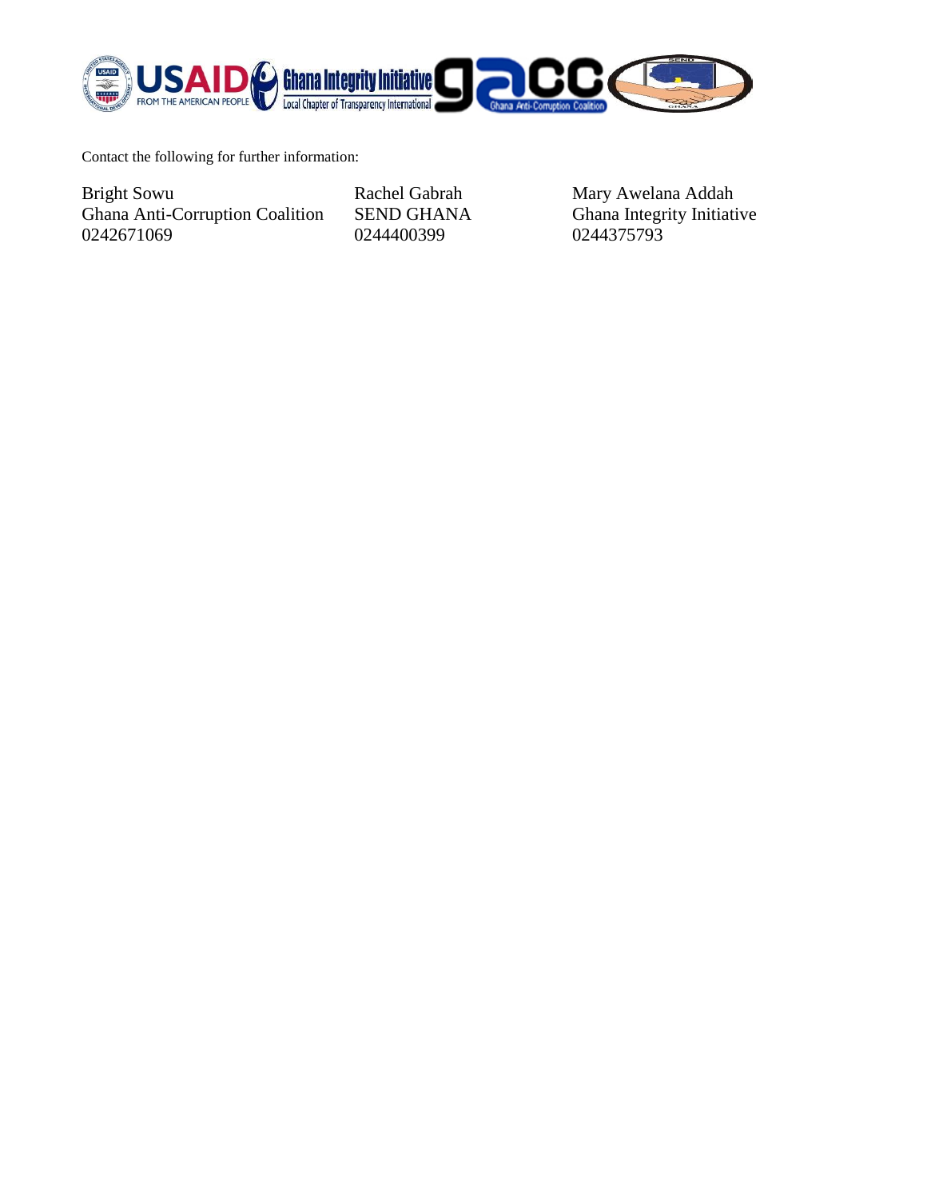Contact the following for further information:

| | | |
|---|---|---|
| Bright Sowu | Rachel Gabrah | Mary Awelana Addah |
| Ghana Anti-Corruption Coalition | SEND GHANA | Ghana Integrity Initiative |
| 0242671069 | 0244400399 | 0244375793 |